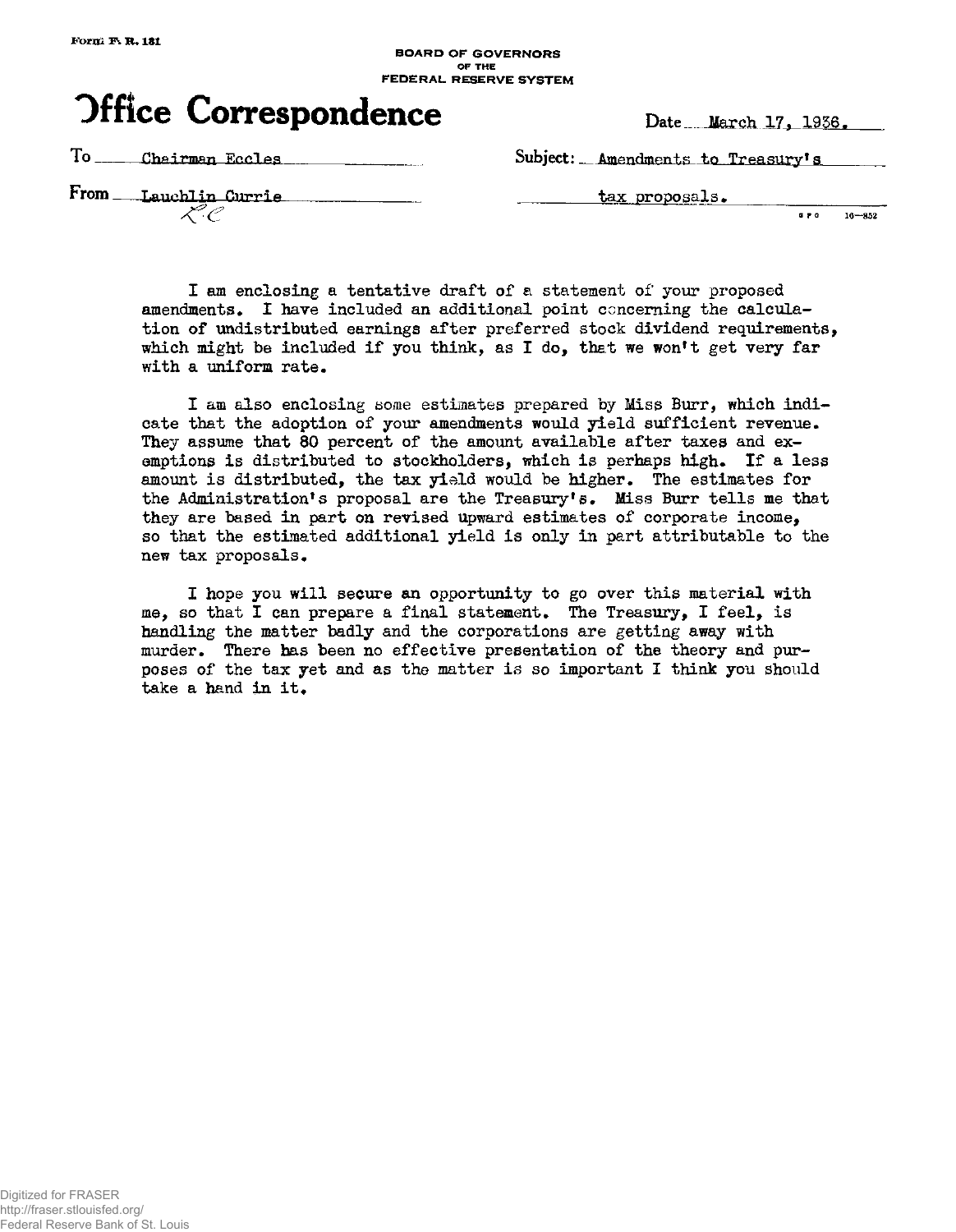Form F. R. 131

BOARD OF GOVERNORS
OF THE
FEDERAL RESERVE SYSTEM

# Office Correspondence

Date March 17, 1936.

To Chairman Eccles

Subject: Amendments to Treasury's tax proposals.

From Lauchlin Currie

L.C.

I am enclosing a tentative draft of a statement of your proposed amendments. I have included an additional point concerning the calculation of undistributed earnings after preferred stock dividend requirements, which might be included if you think, as I do, that we won't get very far with a uniform rate.

I am also enclosing some estimates prepared by Miss Burr, which indicate that the adoption of your amendments would yield sufficient revenue. They assume that 80 percent of the amount available after taxes and exemptions is distributed to stockholders, which is perhaps high. If a less amount is distributed, the tax yield would be higher. The estimates for the Administration's proposal are the Treasury's. Miss Burr tells me that they are based in part on revised upward estimates of corporate income, so that the estimated additional yield is only in part attributable to the new tax proposals.

I hope you will secure an opportunity to go over this material with me, so that I can prepare a final statement. The Treasury, I feel, is handling the matter badly and the corporations are getting away with murder. There has been no effective presentation of the theory and purposes of the tax yet and as the matter is so important I think you should take a hand in it.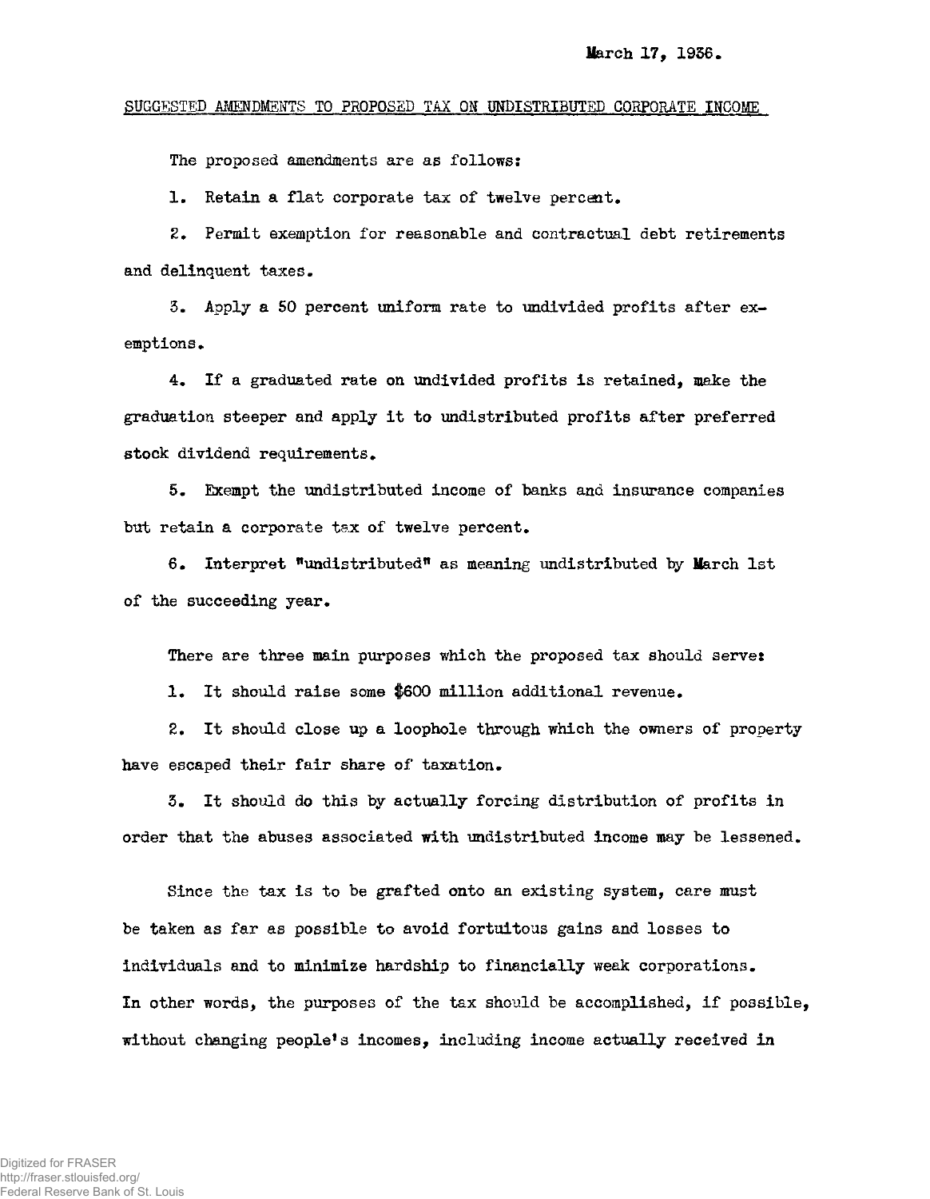March 17, 1936.

SUGGESTED AMENDMENTS TO PROPOSED TAX ON UNDISTRIBUTED CORPORATE INCOME

The proposed amendments are as follows:

1. Retain a flat corporate tax of twelve percent.

2. Permit exemption for reasonable and contractual debt retirements and delinquent taxes.

3. Apply a 50 percent uniform rate to undivided profits after exemptions.

4. If a graduated rate on undivided profits is retained, make the graduation steeper and apply it to undistributed profits after preferred stock dividend requirements.

5. Exempt the undistributed income of banks and insurance companies but retain a corporate tax of twelve percent.

6. Interpret "undistributed" as meaning undistributed by March 1st of the succeeding year.

There are three main purposes which the proposed tax should serve:

1. It should raise some $600 million additional revenue.

2. It should close up a loophole through which the owners of property have escaped their fair share of taxation.

3. It should do this by actually forcing distribution of profits in order that the abuses associated with undistributed income may be lessened.

Since the tax is to be grafted onto an existing system, care must be taken as far as possible to avoid fortuitous gains and losses to individuals and to minimize hardship to financially weak corporations. In other words, the purposes of the tax should be accomplished, if possible, without changing people's incomes, including income actually received in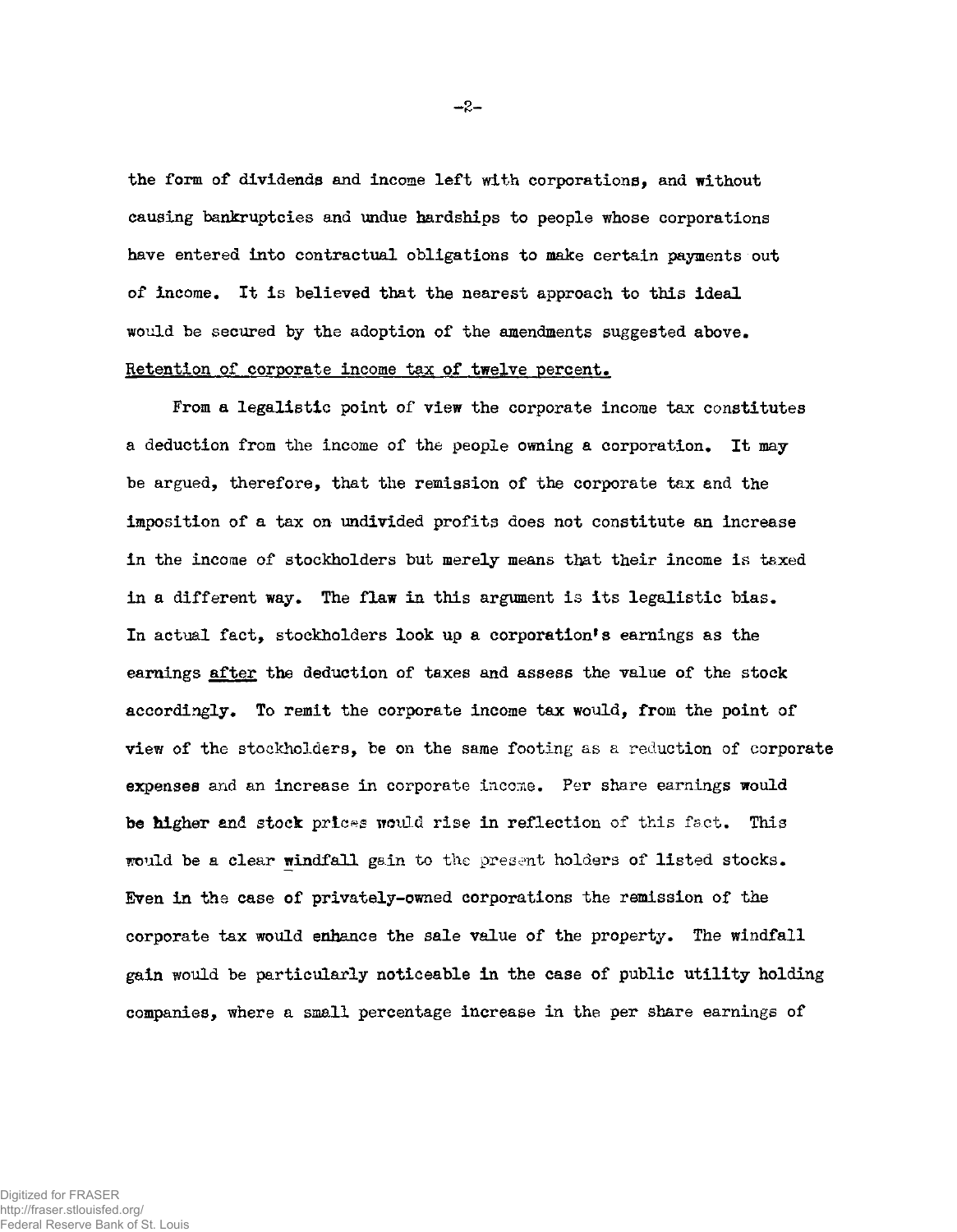the form of dividends and income left with corporations, and without causing bankruptcies and undue hardships to people whose corporations have entered into contractual obligations to make certain payments out of income. It is believed that the nearest approach to this ideal would be secured by the adoption of the amendments suggested above.

Retention of corporate income tax of twelve percent.

From a legalistic point of view the corporate income tax constitutes a deduction from the income of the people owning a corporation. It may be argued, therefore, that the remission of the corporate tax and the imposition of a tax on undivided profits does not constitute an increase in the income of stockholders but merely means that their income is taxed in a different way. The flaw in this argument is its legalistic bias. In actual fact, stockholders look up a corporation's earnings as the earnings after the deduction of taxes and assess the value of the stock accordingly. To remit the corporate income tax would, from the point of view of the stockholders, be on the same footing as a reduction of corporate expenses and an increase in corporate income. Per share earnings would be higher and stock prices would rise in reflection of this fact. This would be a clear windfall gain to the present holders of listed stocks. Even in the case of privately-owned corporations the remission of the corporate tax would enhance the sale value of the property. The windfall gain would be particularly noticeable in the case of public utility holding companies, where a small percentage increase in the per share earnings of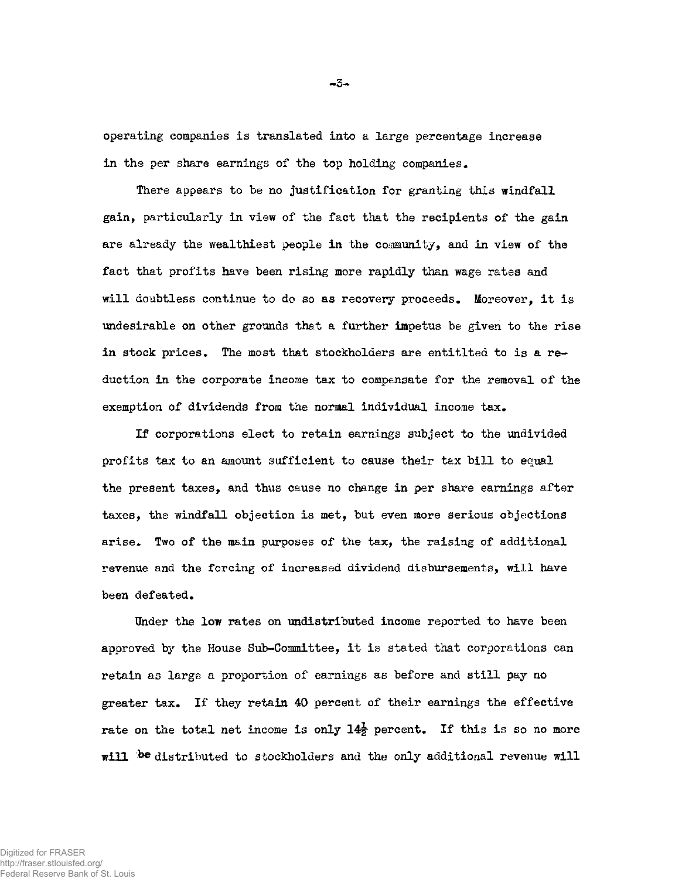operating companies is translated into a large percentage increase in the per share earnings of the top holding companies.

There appears to be no justification for granting this windfall gain, particularly in view of the fact that the recipients of the gain are already the wealthiest people in the community, and in view of the fact that profits have been rising more rapidly than wage rates and will doubtless continue to do so as recovery proceeds. Moreover, it is undesirable on other grounds that a further impetus be given to the rise in stock prices. The most that stockholders are entitlted to is a reduction in the corporate income tax to compensate for the removal of the exemption of dividends from the normal individual income tax.

If corporations elect to retain earnings subject to the undivided profits tax to an amount sufficient to cause their tax bill to equal the present taxes, and thus cause no change in per share earnings after taxes, the windfall objection is met, but even more serious objections arise. Two of the main purposes of the tax, the raising of additional revenue and the forcing of increased dividend disbursements, will have been defeated.

Under the low rates on undistributed income reported to have been approved by the House Sub-Committee, it is stated that corporations can retain as large a proportion of earnings as before and still pay no greater tax. If they retain 40 percent of their earnings the effective rate on the total net income is only $14\frac{1}{2}$ percent. If this is so no more will be distributed to stockholders and the only additional revenue will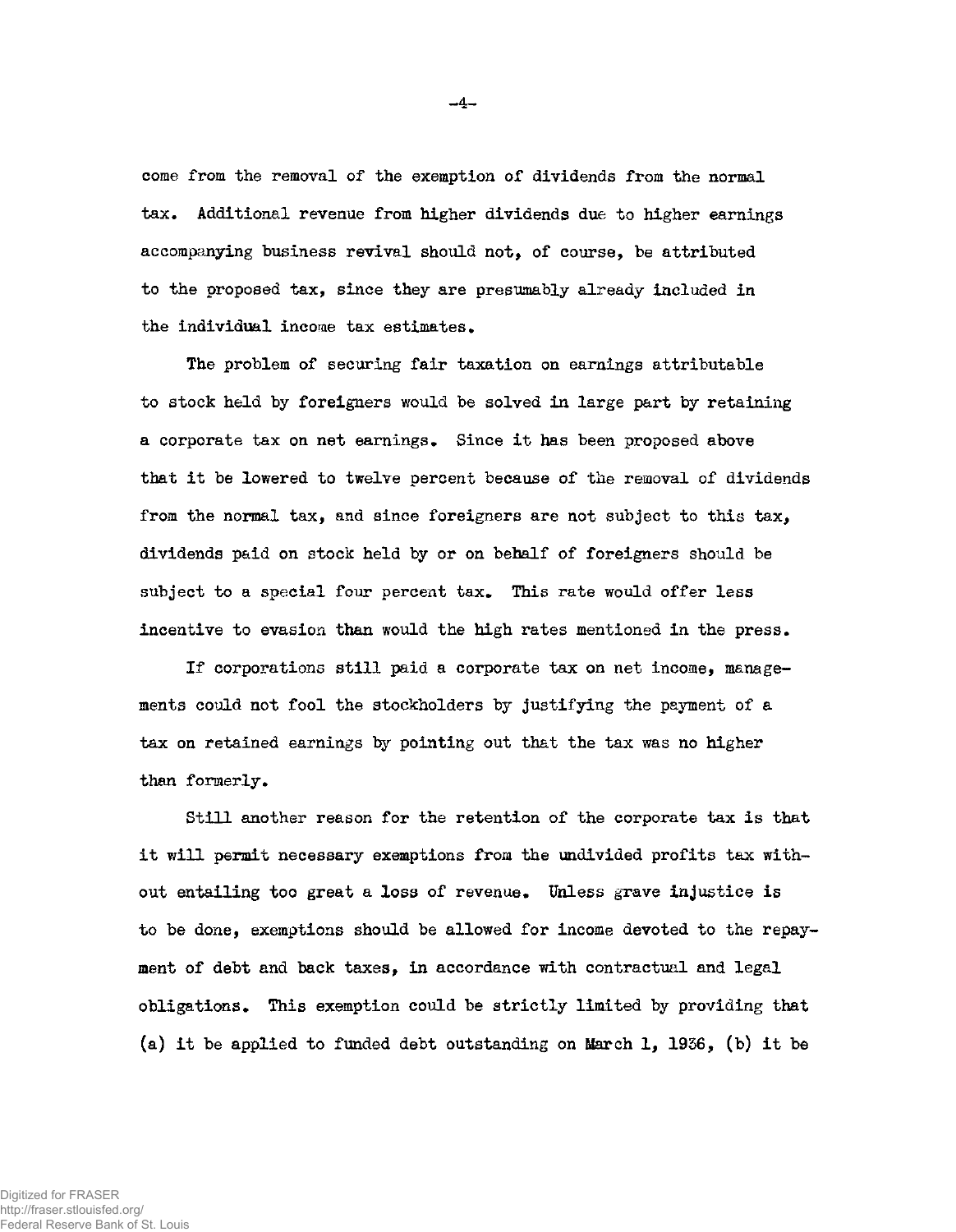come from the removal of the exemption of dividends from the normal tax. Additional revenue from higher dividends due to higher earnings accompanying business revival should not, of course, be attributed to the proposed tax, since they are presumably already included in the individual income tax estimates.

The problem of securing fair taxation on earnings attributable to stock held by foreigners would be solved in large part by retaining a corporate tax on net earnings. Since it has been proposed above that it be lowered to twelve percent because of the removal of dividends from the normal tax, and since foreigners are not subject to this tax, dividends paid on stock held by or on behalf of foreigners should be subject to a special four percent tax. This rate would offer less incentive to evasion than would the high rates mentioned in the press.

If corporations still paid a corporate tax on net income, managements could not fool the stockholders by justifying the payment of a tax on retained earnings by pointing out that the tax was no higher than formerly.

Still another reason for the retention of the corporate tax is that it will permit necessary exemptions from the undivided profits tax without entailing too great a loss of revenue. Unless grave injustice is to be done, exemptions should be allowed for income devoted to the repayment of debt and back taxes, in accordance with contractual and legal obligations. This exemption could be strictly limited by providing that (a) it be applied to funded debt outstanding on March 1, 1936, (b) it be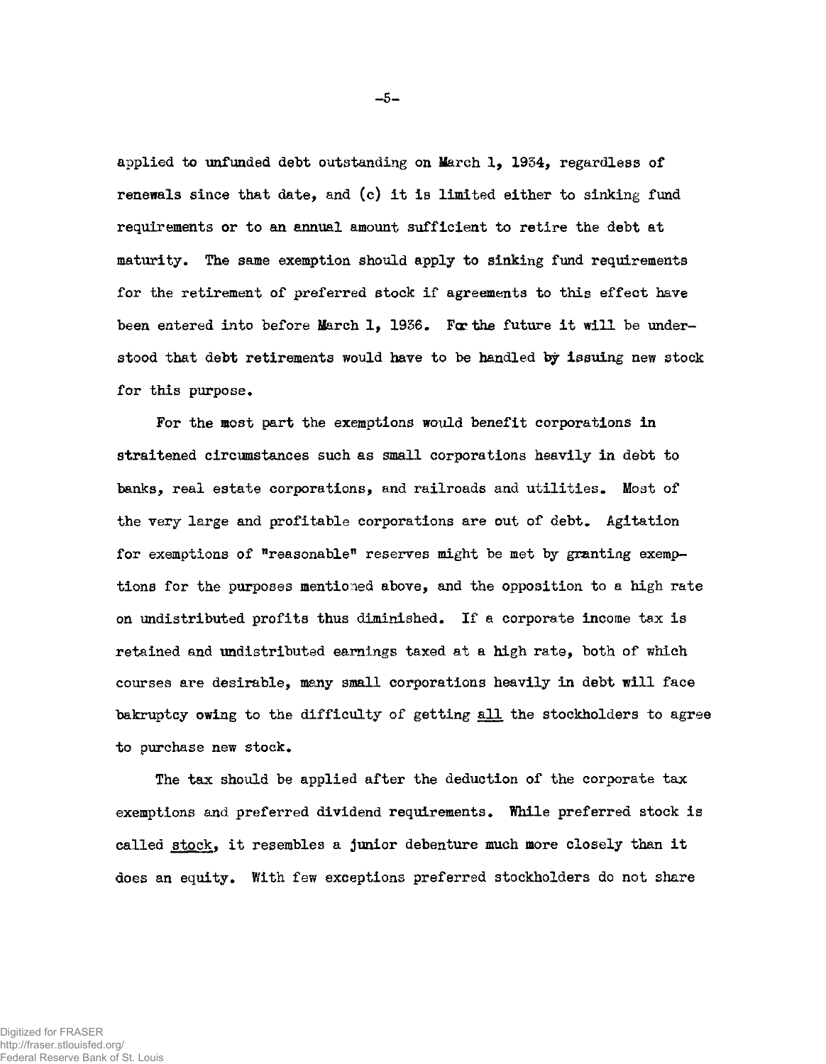applied to unfunded debt outstanding on March 1, 1934, regardless of renewals since that date, and (c) it is limited either to sinking fund requirements or to an annual amount sufficient to retire the debt at maturity. The same exemption should apply to sinking fund requirements for the retirement of preferred stock if agreements to this effect have been entered into before March 1, 1936. For the future it will be understood that debt retirements would have to be handled by issuing new stock for this purpose.

For the most part the exemptions would benefit corporations in straitened circumstances such as small corporations heavily in debt to banks, real estate corporations, and railroads and utilities. Most of the very large and profitable corporations are out of debt. Agitation for exemptions of "reasonable" reserves might be met by granting exemptions for the purposes mentioned above, and the opposition to a high rate on undistributed profits thus diminished. If a corporate income tax is retained and undistributed earnings taxed at a high rate, both of which courses are desirable, many small corporations heavily in debt will face bakruptcy owing to the difficulty of getting <u>all</u> the stockholders to agree to purchase new stock.

The tax should be applied after the deduction of the corporate tax exemptions and preferred dividend requirements. While preferred stock is called <u>stock</u>, it resembles a junior debenture much more closely than it does an equity. With few exceptions preferred stockholders do not share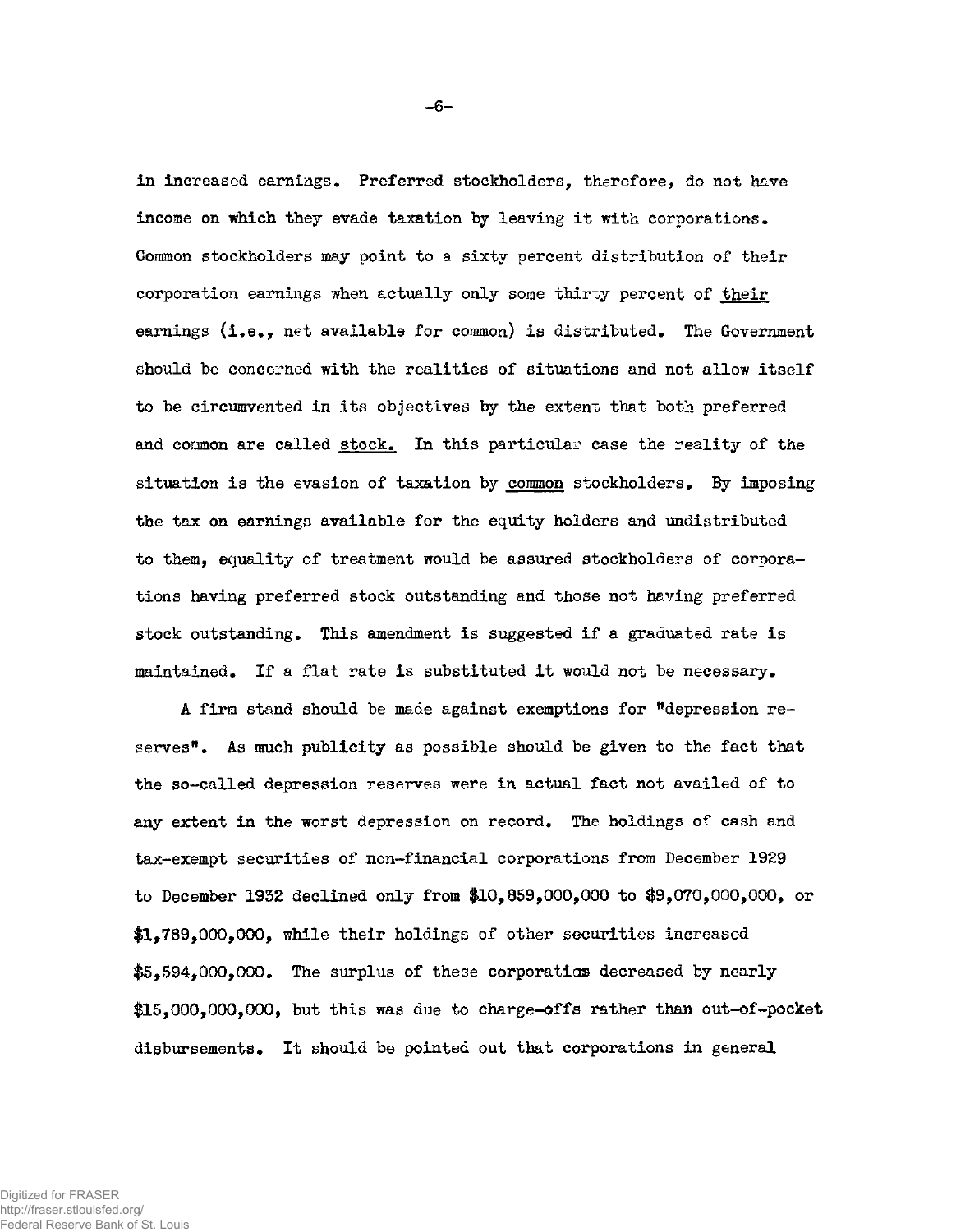in increased earnings. Preferred stockholders, therefore, do not have income on which they evade taxation by leaving it with corporations. Common stockholders may point to a sixty percent distribution of their corporation earnings when actually only some thirty percent of <u>their</u> earnings (i.e., net available for common) is distributed. The Government should be concerned with the realities of situations and not allow itself to be circumvented in its objectives by the extent that both preferred and common are called <u>stock.</u> In this particular case the reality of the situation is the evasion of taxation by <u>common</u> stockholders. By imposing the tax on earnings available for the equity holders and undistributed to them, equality of treatment would be assured stockholders of corporations having preferred stock outstanding and those not having preferred stock outstanding. This amendment is suggested if a graduated rate is maintained. If a flat rate is substituted it would not be necessary.

A firm stand should be made against exemptions for "depression reserves". As much publicity as possible should be given to the fact that the so-called depression reserves were in actual fact not availed of to any extent in the worst depression on record. The holdings of cash and tax-exempt securities of non-financial corporations from December 1929 to December 1932 declined only from $10,859,000,000 to $9,070,000,000, or $1,789,000,000, while their holdings of other securities increased $5,594,000,000. The surplus of these corporations decreased by nearly $15,000,000,000, but this was due to charge-offs rather than out-of-pocket disbursements. It should be pointed out that corporations in general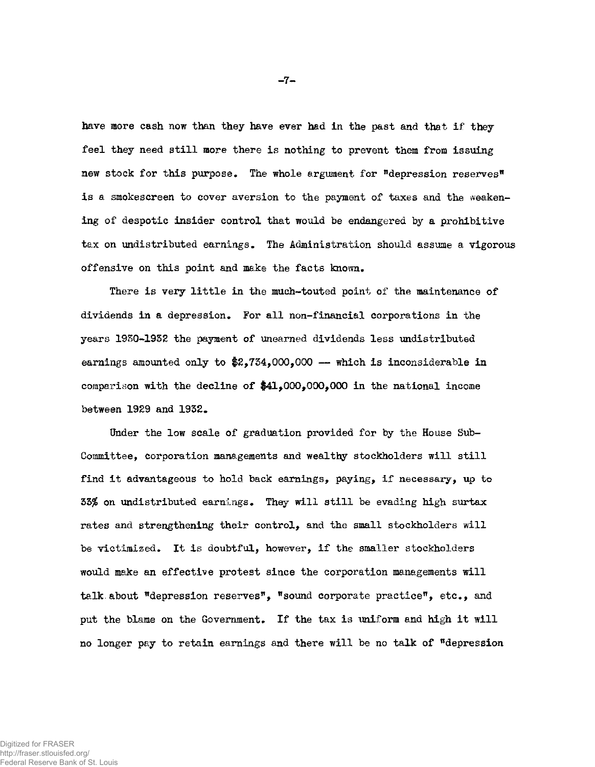have more cash now than they have ever had in the past and that if they feel they need still more there is nothing to prevent them from issuing new stock for this purpose. The whole argument for "depression reserves" is a smokescreen to cover aversion to the payment of taxes and the weakening of despotic insider control that would be endangered by a prohibitive tax on undistributed earnings. The Administration should assume a vigorous offensive on this point and make the facts known.

There is very little in the much-touted point of the maintenance of dividends in a depression. For all non-financial corporations in the years 1930-1932 the payment of unearned dividends less undistributed earnings amounted only to $2,734,000,000 — which is inconsiderable in comparison with the decline of $41,000,000,000 in the national income between 1929 and 1932.

Under the low scale of graduation provided for by the House Sub-Committee, corporation managements and wealthy stockholders will still find it advantageous to hold back earnings, paying, if necessary, up to 33% on undistributed earnings. They will still be evading high surtax rates and strengthening their control, and the small stockholders will be victimized. It is doubtful, however, if the smaller stockholders would make an effective protest since the corporation managements will talk about "depression reserves", "sound corporate practice", etc., and put the blame on the Government. If the tax is uniform and high it will no longer pay to retain earnings and there will be no talk of "depression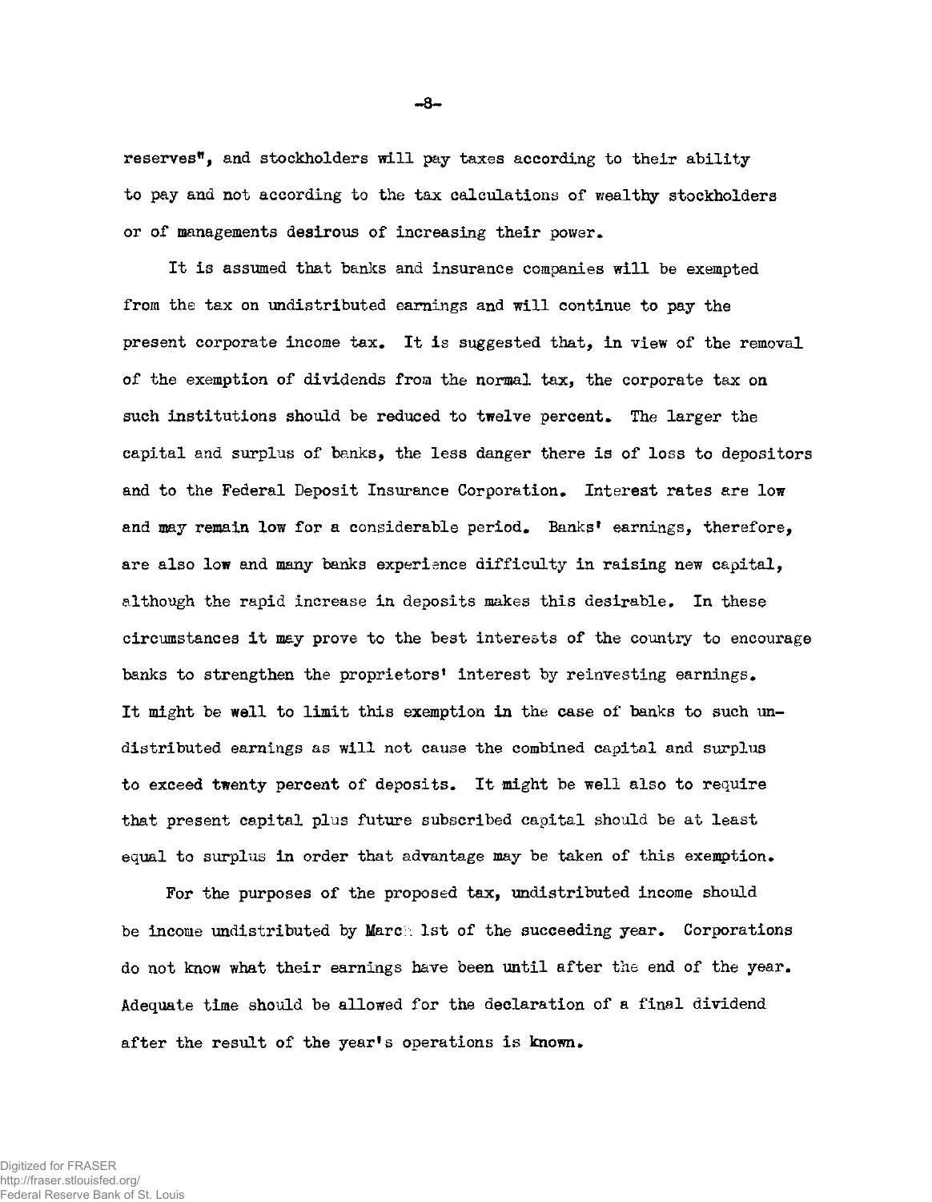reserves", and stockholders will pay taxes according to their ability to pay and not according to the tax calculations of wealthy stockholders or of managements desirous of increasing their power.

It is assumed that banks and insurance companies will be exempted from the tax on undistributed earnings and will continue to pay the present corporate income tax. It is suggested that, in view of the removal of the exemption of dividends from the normal tax, the corporate tax on such institutions should be reduced to twelve percent. The larger the capital and surplus of banks, the less danger there is of loss to depositors and to the Federal Deposit Insurance Corporation. Interest rates are low and may remain low for a considerable period. Banks' earnings, therefore, are also low and many banks experience difficulty in raising new capital, although the rapid increase in deposits makes this desirable. In these circumstances it may prove to the best interests of the country to encourage banks to strengthen the proprietors' interest by reinvesting earnings. It might be well to limit this exemption in the case of banks to such undistributed earnings as will not cause the combined capital and surplus to exceed twenty percent of deposits. It might be well also to require that present capital plus future subscribed capital should be at least equal to surplus in order that advantage may be taken of this exemption.

For the purposes of the proposed tax, undistributed income should be income undistributed by March 1st of the succeeding year. Corporations do not know what their earnings have been until after the end of the year. Adequate time should be allowed for the declaration of a final dividend after the result of the year's operations is known.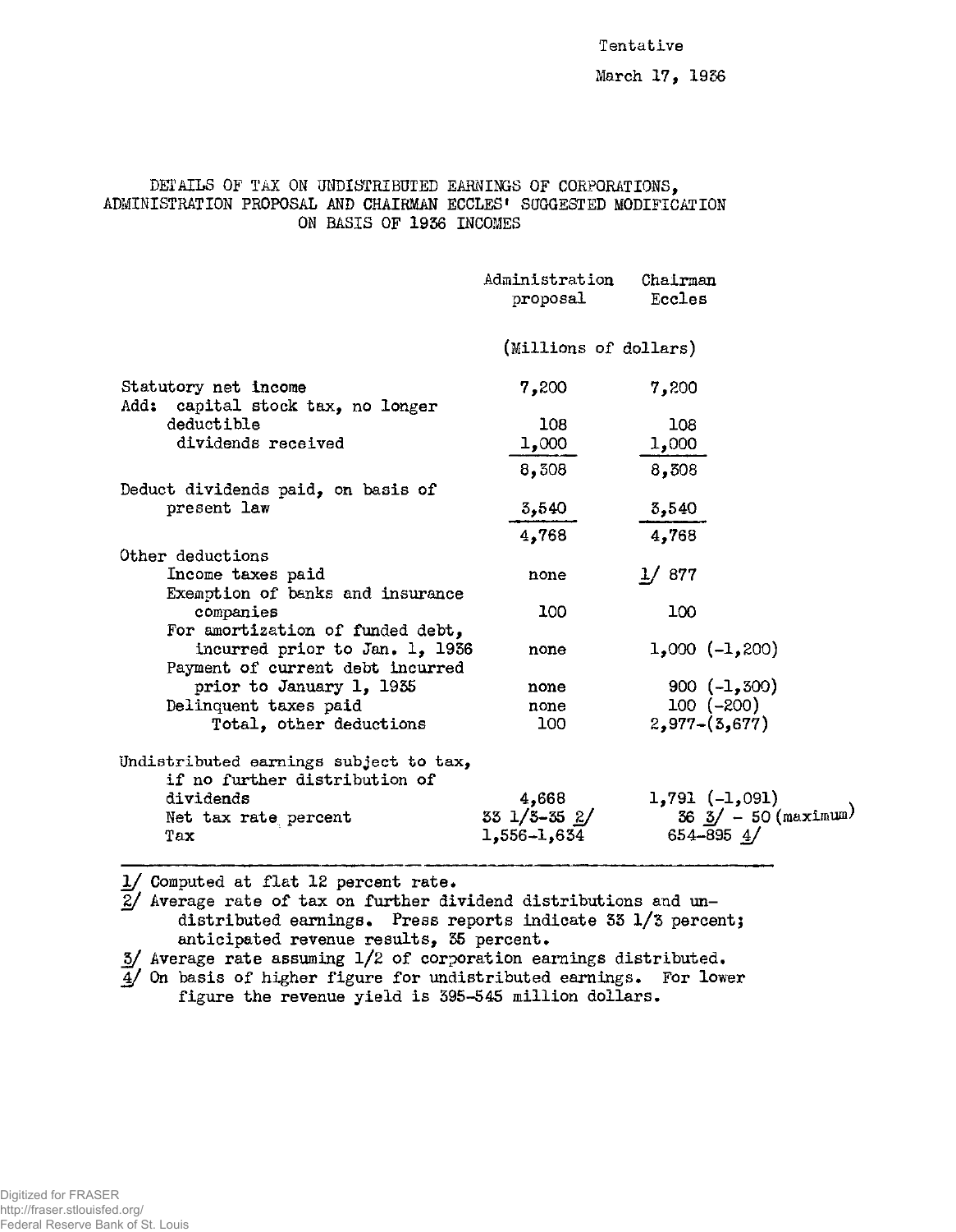Tentative

March 17, 1936

# DETAILS OF TAX ON UNDISTRIBUTED EARNINGS OF CORPORATIONS, ADMINISTRATION PROPOSAL AND CHAIRMAN ECCLES' SUGGESTED MODIFICATION ON BASIS OF 1936 INCOMES

| | Administration proposal | Chairman Eccles |
|---|---|---|
| | (Millions of dollars) | |
| Statutory net income | 7,200 | 7,200 |
| Add: capital stock tax, no longer deductible | 108 | 108 |
| dividends received | 1,000 | 1,000 |
| | 8,308 | 8,308 |
| Deduct dividends paid, on basis of present law | 3,540 | 3,540 |
| | 4,768 | 4,768 |
| Other deductions | | |
| Income taxes paid | none | 1/ 877 |
| Exemption of banks and insurance companies | 100 | 100 |
| For amortization of funded debt, incurred prior to Jan. 1, 1936 | none | 1,000 (-1,200) |
| Payment of current debt incurred prior to January 1, 1935 | none | 900 (-1,300) |
| Delinquent taxes paid | none | 100 (-200) |
| Total, other deductions | 100 | 2,977-(3,677) |
| Undistributed earnings subject to tax, if no further distribution of dividends | 4,668 | 1,791 (-1,091) |
| Net tax rate percent | 33 1/3-35 2/ | 36 3/ - 50 (maximum) |
| Tax | 1,556-1,634 | 654-895 4/ |

1/ Computed at flat 12 percent rate.

2/ Average rate of tax on further dividend distributions and undistributed earnings. Press reports indicate 33 1/3 percent; anticipated revenue results, 35 percent.

3/ Average rate assuming 1/2 of corporation earnings distributed.

4/ On basis of higher figure for undistributed earnings. For lower figure the revenue yield is 395-545 million dollars.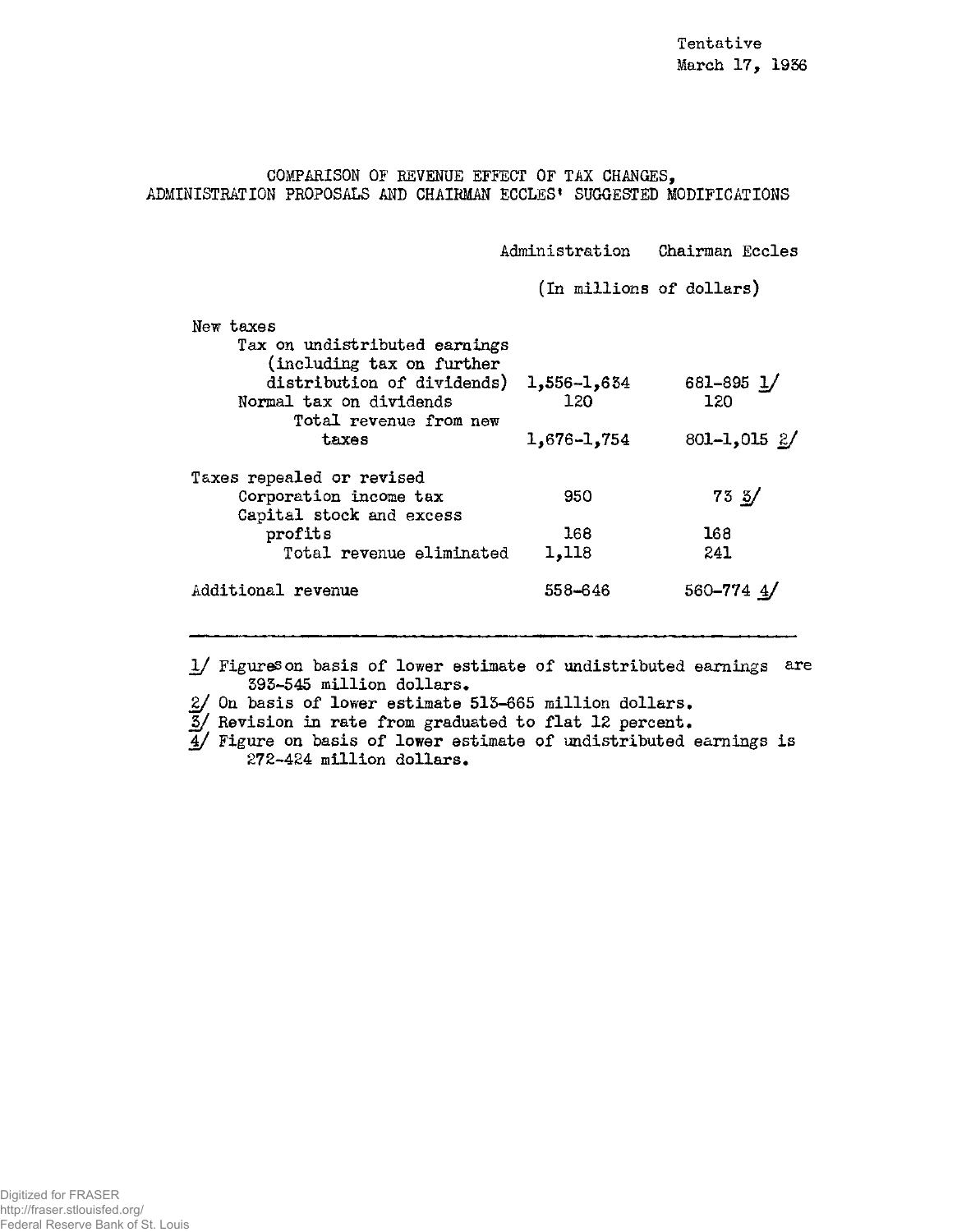Tentative
March 17, 1936

## COMPARISON OF REVENUE EFFECT OF TAX CHANGES, ADMINISTRATION PROPOSALS AND CHAIRMAN ECCLES' SUGGESTED MODIFICATIONS

| | Administration | Chairman Eccles |
|---|---|---|
| | (In millions of dollars) | |
| New taxes | | |
| Tax on undistributed earnings (including tax on further distribution of dividends) | 1,556-1,634 | 681-895 1/ |
| Normal tax on dividends | 120 | 120 |
| Total revenue from new taxes | 1,676-1,754 | 801-1,015 2/ |
| Taxes repealed or revised | | |
| Corporation income tax | 950 | 73 3/ |
| Capital stock and excess profits | 168 | 168 |
| Total revenue eliminated | 1,118 | 241 |
| Additional revenue | 558-646 | 560-774 4/ |

1/ Figures on basis of lower estimate of undistributed earnings are 393-545 million dollars.

2/ On basis of lower estimate 513-665 million dollars.

3/ Revision in rate from graduated to flat 12 percent.

4/ Figure on basis of lower estimate of undistributed earnings is 272-424 million dollars.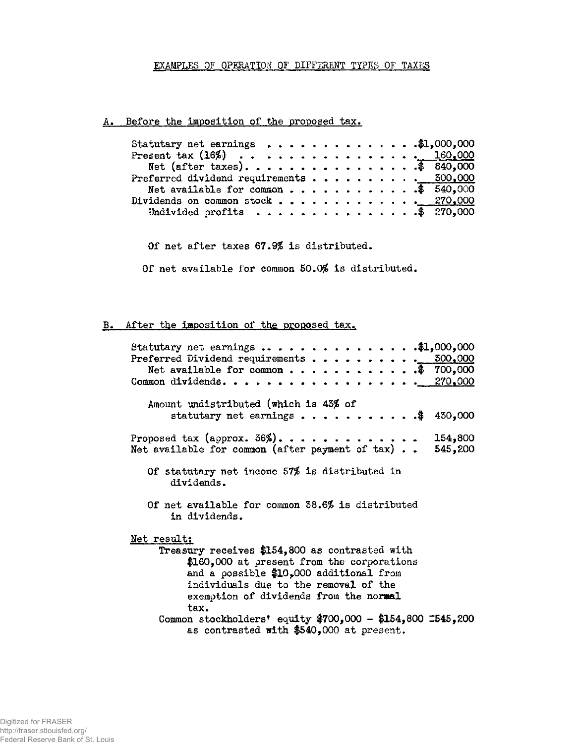# EXAMPLES OF OPERATION OF DIFFERENT TYPES OF TAXES

## A. Before the imposition of the proposed tax.

| | |
|---|---:|
| Statutary net earnings | $1,000,000 |
| Present tax (16%) | 160,000 |
| Net (after taxes) | $ 840,000 |
| Preferred dividend requirements | 300,000 |
| Net available for common | $ 540,000 |
| Dividends on common stock | 270,000 |
| Undivided profits | $ 270,000 |

Of net after taxes 67.9% is distributed.

Of net available for common 50.0% is distributed.

## B. After the imposition of the proposed tax.

| | |
|---|---:|
| Statutary net earnings | $1,000,000 |
| Preferred Dividend requirements | 300,000 |
| Net available for common | $ 700,000 |
| Common dividends | 270,000 |
| Amount undistributed (which is 43% of statutary net earnings | $ 430,000 |
| Proposed tax (approx. 36%) | 154,800 |
| Net available for common (after payment of tax) | 545,200 |

Of statutary net income 57% is distributed in dividends.

Of net available for common 38.6% is distributed in dividends.

Net result:

Treasury receives $154,800 as contrasted with $160,000 at present from the corporations and a possible $10,000 additional from individuals due to the removal of the exemption of dividends from the normal tax.

Common stockholders' equity $700,000 - $154,800 =545,200 as contrasted with $540,000 at present.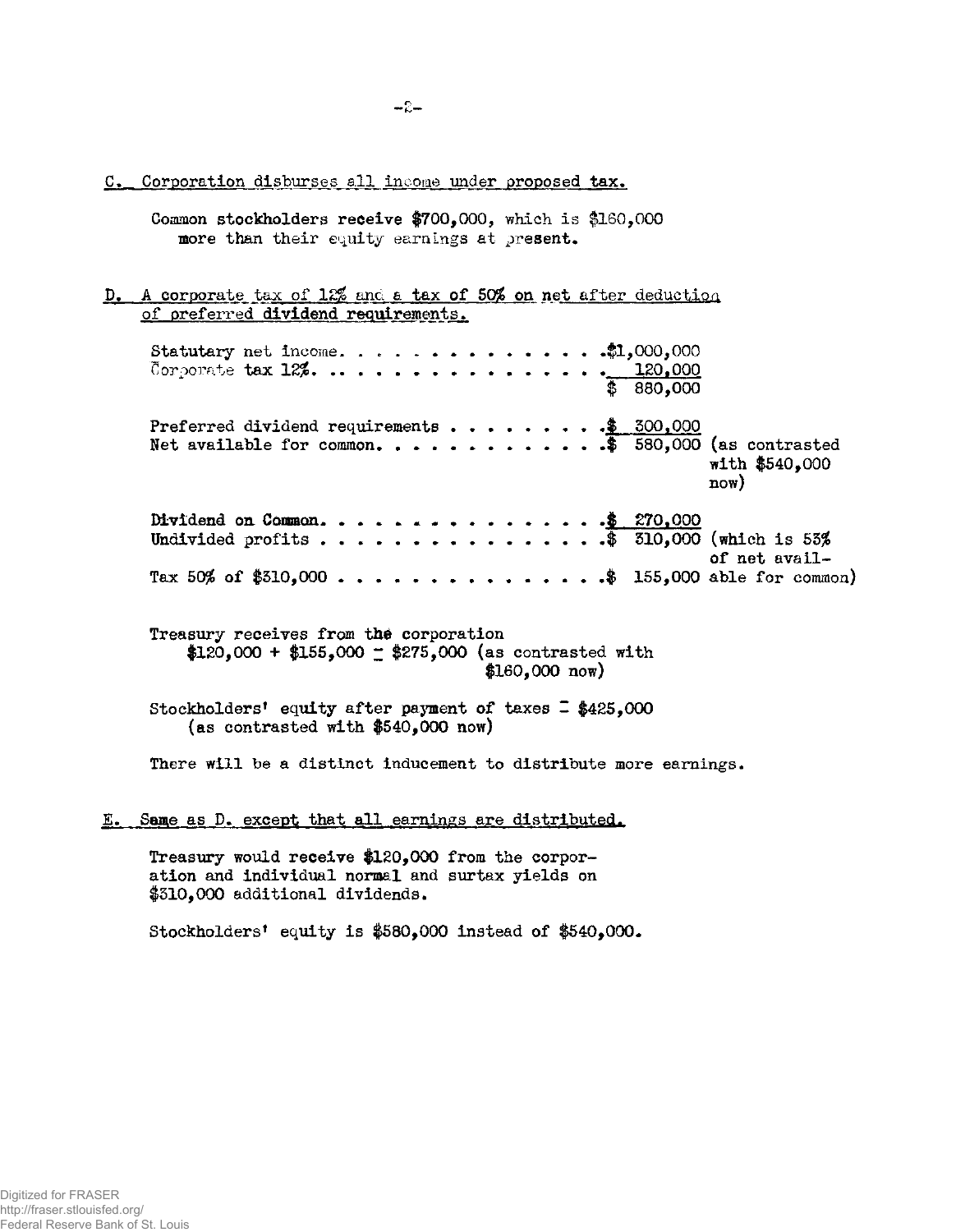C. Corporation disburses all income under proposed tax.

Common stockholders receive $700,000, which is $160,000 more than their equity earnings at present.

D. A corporate tax of 12% and a tax of 50% on net after deduction of preferred dividend requirements.

| | | |
|---|---|---|
| Statutary net income. . . . . . . . . . . . . . . . | $1,000,000 | |
| Corporate tax 12%. . . . . . . . . . . . . . . . . | 120,000 | |
| | $ 880,000 | |
| Preferred dividend requirements . . . . . . . . . | $ 300,000 | |
| Net available for common. . . . . . . . . . . . . | $ 580,000 | (as contrasted with $540,000 now) |
| Dividend on Common. . . . . . . . . . . . . . . . | $ 270,000 | |
| Undivided profits . . . . . . . . . . . . . . . . | $ 310,000 | (which is 53% of net available for common) |
| Tax 50% of $310,000 . . . . . . . . . . . . . . . | $ 155,000 | |

Treasury receives from the corporation
$120,000 + $155,000 = $275,000 (as contrasted with $160,000 now)

Stockholders' equity after payment of taxes = $425,000 (as contrasted with $540,000 now)

There will be a distinct inducement to distribute more earnings.

E. Same as D. except that all earnings are distributed.

Treasury would receive $120,000 from the corporation and individual normal and surtax yields on $310,000 additional dividends.

Stockholders' equity is $580,000 instead of $540,000.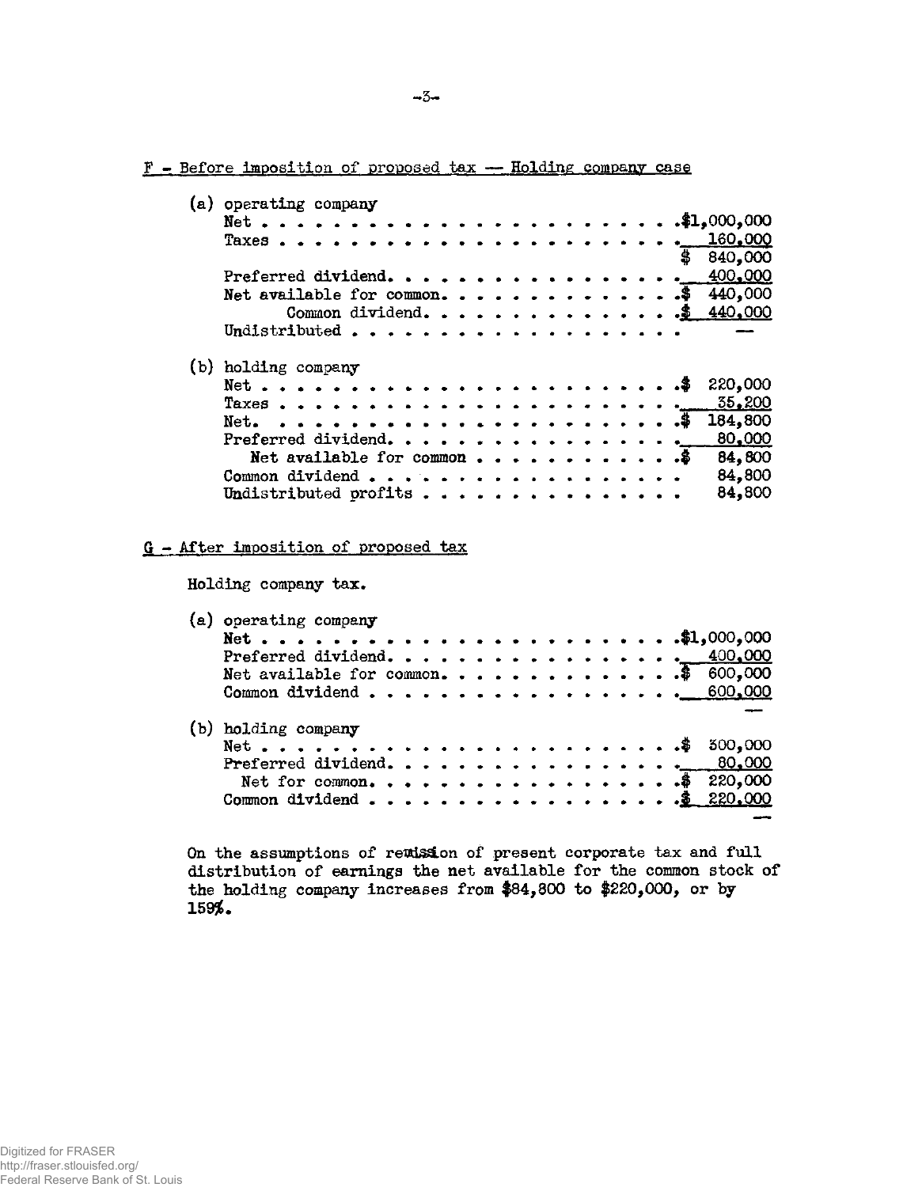F – Before imposition of proposed tax — Holding company case

(a) operating company

| | |
|---|---|
| Net | $1,000,000 |
| Taxes | 160,000 |
| | $ 840,000 |
| Preferred dividend | 400,000 |
| Net available for common | $ 440,000 |
| Common dividend | $ 440,000 |
| Undistributed | — |

(b) holding company

| | |
|---|---|
| Net | $ 220,000 |
| Taxes | 35,200 |
| Net | $ 184,800 |
| Preferred dividend | 80,000 |
| Net available for common | $ 84,800 |
| Common dividend | 84,800 |
| Undistributed profits | 84,800 |

G – After imposition of proposed tax

Holding company tax.

(a) operating company

| | |
|---|---|
| Net | $1,000,000 |
| Preferred dividend | 400,000 |
| Net available for common | $ 600,000 |
| Common dividend | 600,000 |
| | — |

(b) holding company

| | |
|---|---|
| Net | $ 300,000 |
| Preferred dividend | 80,000 |
| Net for common | $ 220,000 |
| Common dividend | $ 220,000 |
| | — |

On the assumptions of remission of present corporate tax and full distribution of earnings the net available for the common stock of the holding company increases from $84,800 to $220,000, or by 159%.